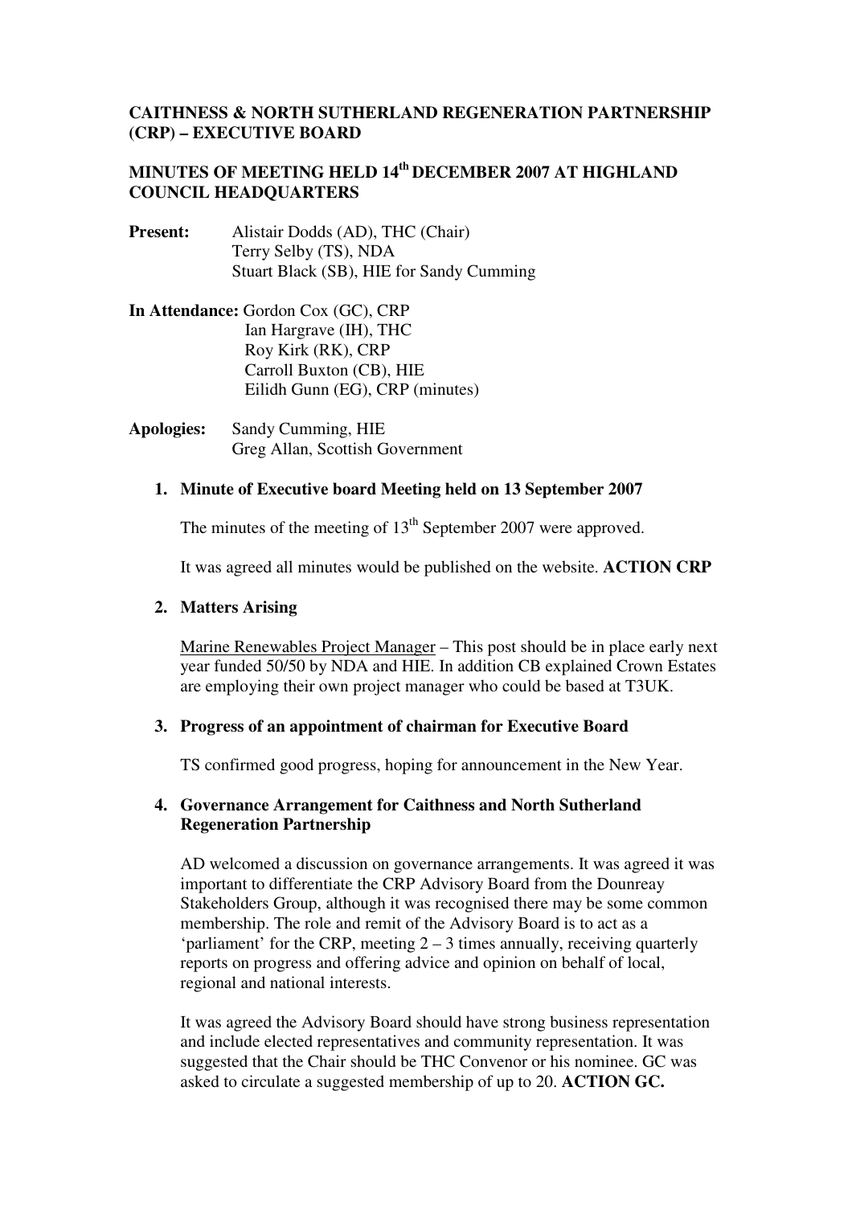**CAITHNESS & NORTH SUTHERLAND REGENERATION PARTNERSHIP (CRP) – EXECUTIVE BOARD**

**MINUTES OF MEETING HELD 14th DECEMBER 2007 AT HIGHLAND COUNCIL HEADQUARTERS**

**Present:** Alistair Dodds (AD), THC (Chair)
Terry Selby (TS), NDA
Stuart Black (SB), HIE for Sandy Cumming

**In Attendance:** Gordon Cox (GC), CRP
Ian Hargrave (IH), THC
Roy Kirk (RK), CRP
Carroll Buxton (CB), HIE
Eilidh Gunn (EG), CRP (minutes)

**Apologies:** Sandy Cumming, HIE
Greg Allan, Scottish Government

1. **Minute of Executive board Meeting held on 13 September 2007**

   The minutes of the meeting of 13th September 2007 were approved.

   It was agreed all minutes would be published on the website. **ACTION CRP**

2. **Matters Arising**

   Marine Renewables Project Manager – This post should be in place early next year funded 50/50 by NDA and HIE. In addition CB explained Crown Estates are employing their own project manager who could be based at T3UK.

3. **Progress of an appointment of chairman for Executive Board**

   TS confirmed good progress, hoping for announcement in the New Year.

4. **Governance Arrangement for Caithness and North Sutherland Regeneration Partnership**

   AD welcomed a discussion on governance arrangements. It was agreed it was important to differentiate the CRP Advisory Board from the Dounreay Stakeholders Group, although it was recognised there may be some common membership. The role and remit of the Advisory Board is to act as a 'parliament' for the CRP, meeting 2 – 3 times annually, receiving quarterly reports on progress and offering advice and opinion on behalf of local, regional and national interests.

   It was agreed the Advisory Board should have strong business representation and include elected representatives and community representation. It was suggested that the Chair should be THC Convenor or his nominee. GC was asked to circulate a suggested membership of up to 20. **ACTION GC.**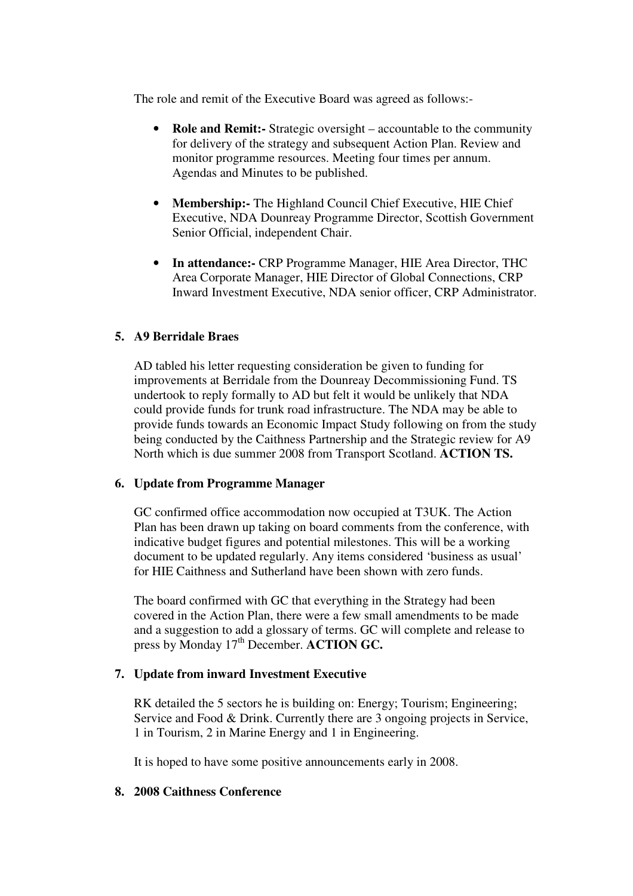The role and remit of the Executive Board was agreed as follows:-

- **Role and Remit:-** Strategic oversight – accountable to the community for delivery of the strategy and subsequent Action Plan. Review and monitor programme resources. Meeting four times per annum. Agendas and Minutes to be published.

- **Membership:-** The Highland Council Chief Executive, HIE Chief Executive, NDA Dounreay Programme Director, Scottish Government Senior Official, independent Chair.

- **In attendance:-** CRP Programme Manager, HIE Area Director, THC Area Corporate Manager, HIE Director of Global Connections, CRP Inward Investment Executive, NDA senior officer, CRP Administrator.

**5. A9 Berridale Braes**

AD tabled his letter requesting consideration be given to funding for improvements at Berridale from the Dounreay Decommissioning Fund. TS undertook to reply formally to AD but felt it would be unlikely that NDA could provide funds for trunk road infrastructure. The NDA may be able to provide funds towards an Economic Impact Study following on from the study being conducted by the Caithness Partnership and the Strategic review for A9 North which is due summer 2008 from Transport Scotland. **ACTION TS.**

**6. Update from Programme Manager**

GC confirmed office accommodation now occupied at T3UK. The Action Plan has been drawn up taking on board comments from the conference, with indicative budget figures and potential milestones. This will be a working document to be updated regularly. Any items considered 'business as usual' for HIE Caithness and Sutherland have been shown with zero funds.

The board confirmed with GC that everything in the Strategy had been covered in the Action Plan, there were a few small amendments to be made and a suggestion to add a glossary of terms. GC will complete and release to press by Monday 17th December. **ACTION GC.**

**7. Update from inward Investment Executive**

RK detailed the 5 sectors he is building on: Energy; Tourism; Engineering; Service and Food & Drink. Currently there are 3 ongoing projects in Service, 1 in Tourism, 2 in Marine Energy and 1 in Engineering.

It is hoped to have some positive announcements early in 2008.

**8. 2008 Caithness Conference**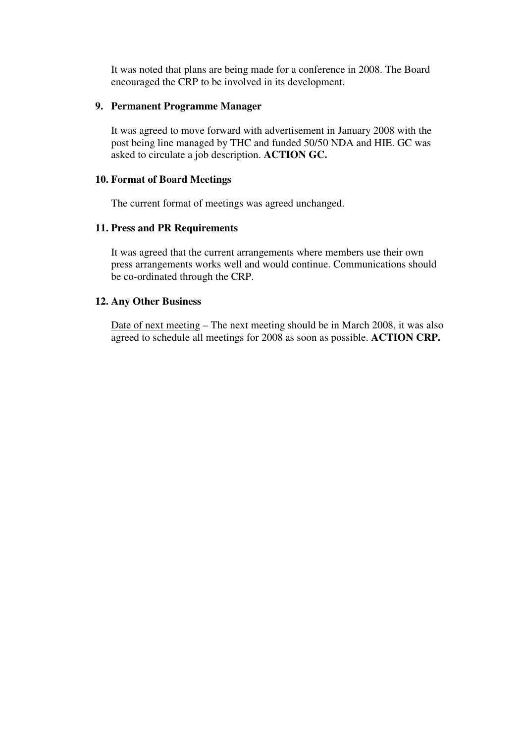It was noted that plans are being made for a conference in 2008. The Board encouraged the CRP to be involved in its development.

**9. Permanent Programme Manager**

It was agreed to move forward with advertisement in January 2008 with the post being line managed by THC and funded 50/50 NDA and HIE. GC was asked to circulate a job description. **ACTION GC.**

**10. Format of Board Meetings**

The current format of meetings was agreed unchanged.

**11. Press and PR Requirements**

It was agreed that the current arrangements where members use their own press arrangements works well and would continue. Communications should be co-ordinated through the CRP.

**12. Any Other Business**

<u>Date of next meeting</u> – The next meeting should be in March 2008, it was also agreed to schedule all meetings for 2008 as soon as possible. **ACTION CRP.**